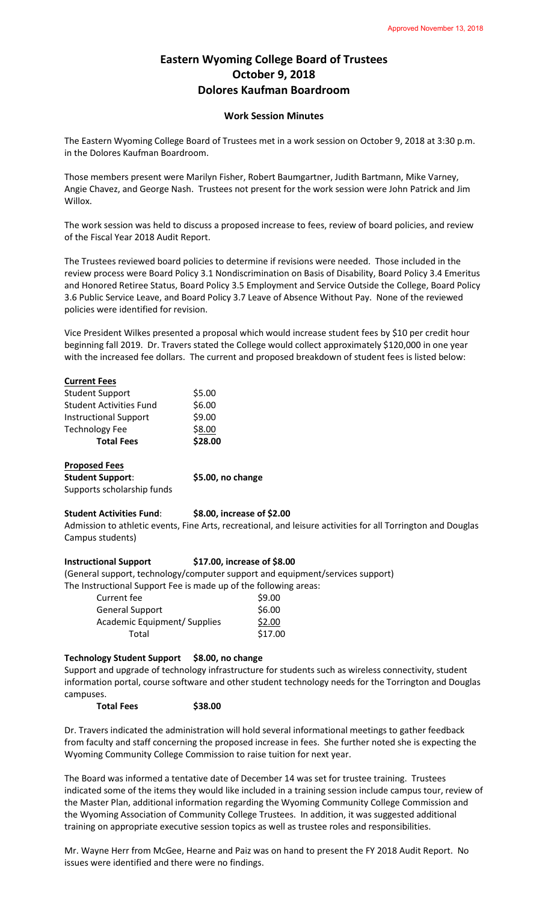Approved November 13, 2018

# Eastern Wyoming College Board of Trustees
# October 9, 2018
# Dolores Kaufman Boardroom

## Work Session Minutes

The Eastern Wyoming College Board of Trustees met in a work session on October 9, 2018 at 3:30 p.m. in the Dolores Kaufman Boardroom.

Those members present were Marilyn Fisher, Robert Baumgartner, Judith Bartmann, Mike Varney, Angie Chavez, and George Nash. Trustees not present for the work session were John Patrick and Jim Willox.

The work session was held to discuss a proposed increase to fees, review of board policies, and review of the Fiscal Year 2018 Audit Report.

The Trustees reviewed board policies to determine if revisions were needed. Those included in the review process were Board Policy 3.1 Nondiscrimination on Basis of Disability, Board Policy 3.4 Emeritus and Honored Retiree Status, Board Policy 3.5 Employment and Service Outside the College, Board Policy 3.6 Public Service Leave, and Board Policy 3.7 Leave of Absence Without Pay. None of the reviewed policies were identified for revision.

Vice President Wilkes presented a proposal which would increase student fees by $10 per credit hour beginning fall 2019. Dr. Travers stated the College would collect approximately $120,000 in one year with the increased fee dollars. The current and proposed breakdown of student fees is listed below:

**Current Fees**

| | |
|---|---|
| Student Support | $5.00 |
| Student Activities Fund | $6.00 |
| Instructional Support | $9.00 |
| Technology Fee | $8.00 |
| **Total Fees** | **$28.00** |

**Proposed Fees**

**Student Support**: **$5.00, no change**
Supports scholarship funds

**Student Activities Fund**: **$8.00, increase of $2.00**
Admission to athletic events, Fine Arts, recreational, and leisure activities for all Torrington and Douglas Campus students)

**Instructional Support** **$17.00, increase of $8.00**
(General support, technology/computer support and equipment/services support)
The Instructional Support Fee is made up of the following areas:

| | |
|---|---|
| Current fee | $9.00 |
| General Support | $6.00 |
| Academic Equipment/ Supplies | $2.00 |
| Total | $17.00 |

**Technology Student Support** **$8.00, no change**
Support and upgrade of technology infrastructure for students such as wireless connectivity, student information portal, course software and other student technology needs for the Torrington and Douglas campuses.

**Total Fees** **$38.00**

Dr. Travers indicated the administration will hold several informational meetings to gather feedback from faculty and staff concerning the proposed increase in fees. She further noted she is expecting the Wyoming Community College Commission to raise tuition for next year.

The Board was informed a tentative date of December 14 was set for trustee training. Trustees indicated some of the items they would like included in a training session include campus tour, review of the Master Plan, additional information regarding the Wyoming Community College Commission and the Wyoming Association of Community College Trustees. In addition, it was suggested additional training on appropriate executive session topics as well as trustee roles and responsibilities.

Mr. Wayne Herr from McGee, Hearne and Paiz was on hand to present the FY 2018 Audit Report. No issues were identified and there were no findings.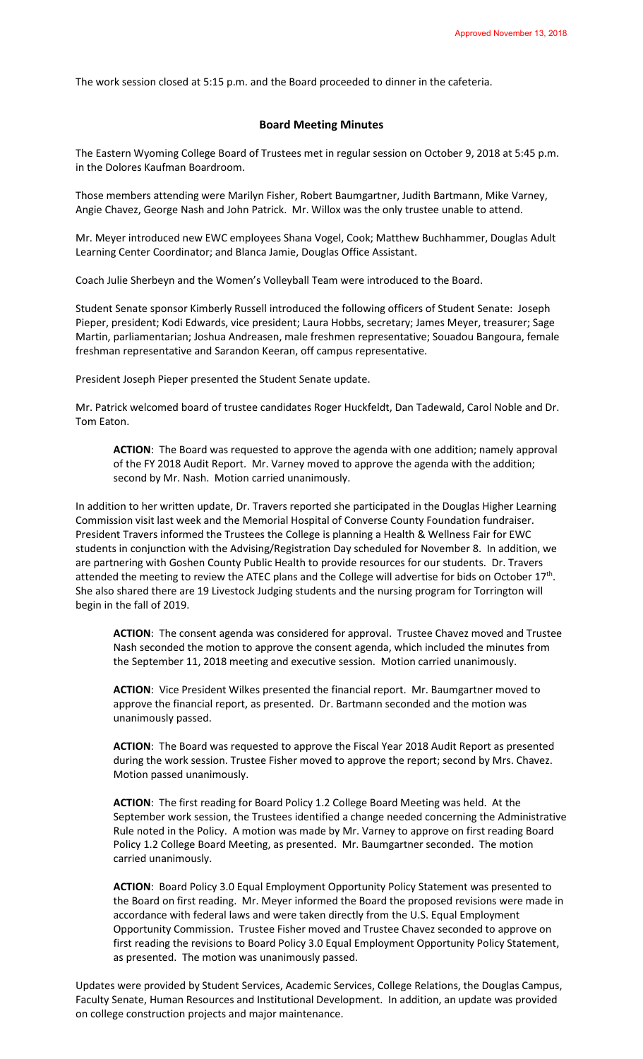The work session closed at 5:15 p.m. and the Board proceeded to dinner in the cafeteria.

## Board Meeting Minutes

The Eastern Wyoming College Board of Trustees met in regular session on October 9, 2018 at 5:45 p.m. in the Dolores Kaufman Boardroom.

Those members attending were Marilyn Fisher, Robert Baumgartner, Judith Bartmann, Mike Varney, Angie Chavez, George Nash and John Patrick. Mr. Willox was the only trustee unable to attend.

Mr. Meyer introduced new EWC employees Shana Vogel, Cook; Matthew Buchhammer, Douglas Adult Learning Center Coordinator; and Blanca Jamie, Douglas Office Assistant.

Coach Julie Sherbeyn and the Women's Volleyball Team were introduced to the Board.

Student Senate sponsor Kimberly Russell introduced the following officers of Student Senate: Joseph Pieper, president; Kodi Edwards, vice president; Laura Hobbs, secretary; James Meyer, treasurer; Sage Martin, parliamentarian; Joshua Andreasen, male freshmen representative; Souadou Bangoura, female freshman representative and Sarandon Keeran, off campus representative.

President Joseph Pieper presented the Student Senate update.

Mr. Patrick welcomed board of trustee candidates Roger Huckfeldt, Dan Tadewald, Carol Noble and Dr. Tom Eaton.

> **ACTION**: The Board was requested to approve the agenda with one addition; namely approval of the FY 2018 Audit Report. Mr. Varney moved to approve the agenda with the addition; second by Mr. Nash. Motion carried unanimously.

In addition to her written update, Dr. Travers reported she participated in the Douglas Higher Learning Commission visit last week and the Memorial Hospital of Converse County Foundation fundraiser. President Travers informed the Trustees the College is planning a Health & Wellness Fair for EWC students in conjunction with the Advising/Registration Day scheduled for November 8. In addition, we are partnering with Goshen County Public Health to provide resources for our students. Dr. Travers attended the meeting to review the ATEC plans and the College will advertise for bids on October 17th. She also shared there are 19 Livestock Judging students and the nursing program for Torrington will begin in the fall of 2019.

> **ACTION**: The consent agenda was considered for approval. Trustee Chavez moved and Trustee Nash seconded the motion to approve the consent agenda, which included the minutes from the September 11, 2018 meeting and executive session. Motion carried unanimously.

> **ACTION**: Vice President Wilkes presented the financial report. Mr. Baumgartner moved to approve the financial report, as presented. Dr. Bartmann seconded and the motion was unanimously passed.

> **ACTION**: The Board was requested to approve the Fiscal Year 2018 Audit Report as presented during the work session. Trustee Fisher moved to approve the report; second by Mrs. Chavez. Motion passed unanimously.

> **ACTION**: The first reading for Board Policy 1.2 College Board Meeting was held. At the September work session, the Trustees identified a change needed concerning the Administrative Rule noted in the Policy. A motion was made by Mr. Varney to approve on first reading Board Policy 1.2 College Board Meeting, as presented. Mr. Baumgartner seconded. The motion carried unanimously.

> **ACTION**: Board Policy 3.0 Equal Employment Opportunity Policy Statement was presented to the Board on first reading. Mr. Meyer informed the Board the proposed revisions were made in accordance with federal laws and were taken directly from the U.S. Equal Employment Opportunity Commission. Trustee Fisher moved and Trustee Chavez seconded to approve on first reading the revisions to Board Policy 3.0 Equal Employment Opportunity Policy Statement, as presented. The motion was unanimously passed.

Updates were provided by Student Services, Academic Services, College Relations, the Douglas Campus, Faculty Senate, Human Resources and Institutional Development. In addition, an update was provided on college construction projects and major maintenance.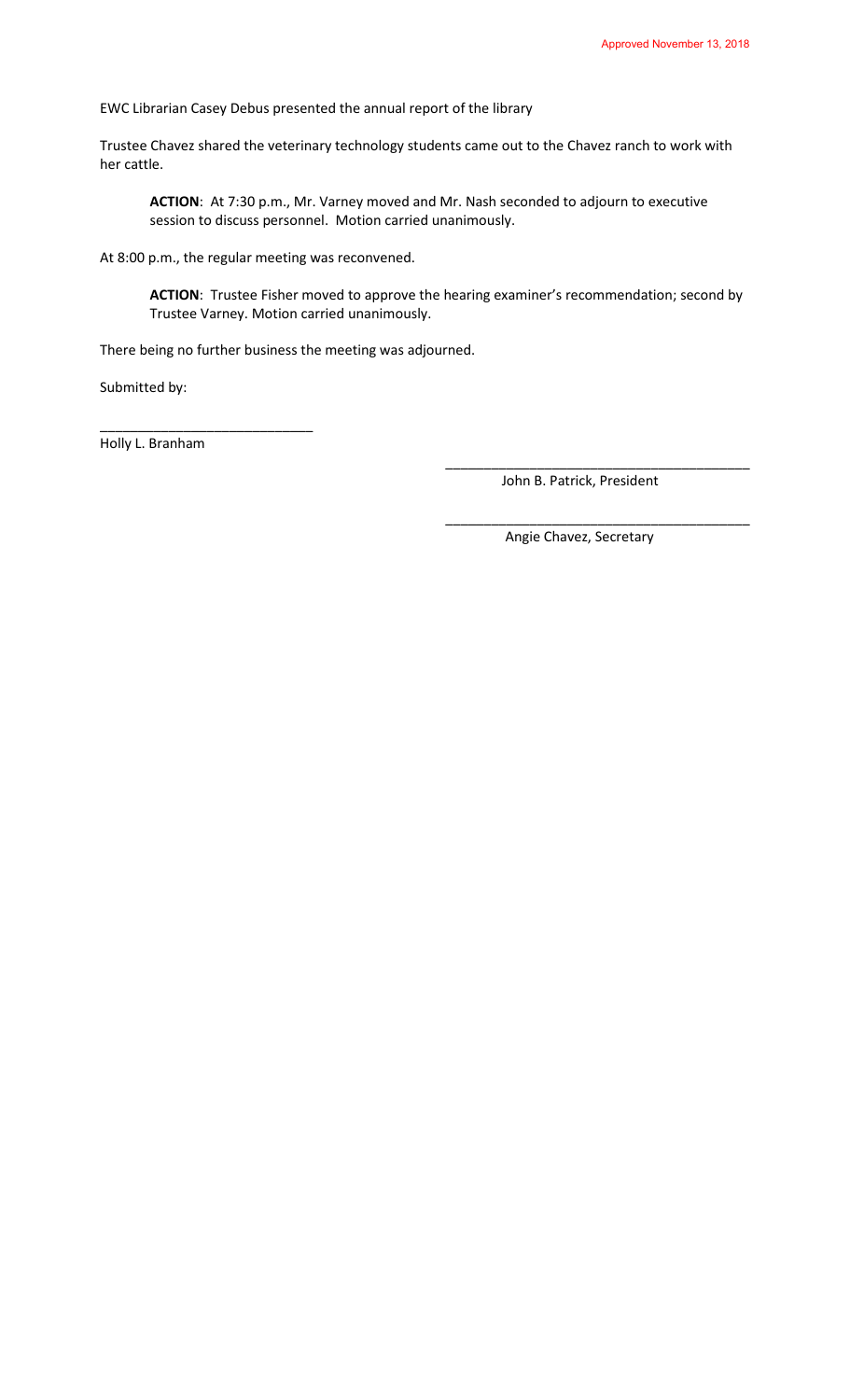Approved November 13, 2018

EWC Librarian Casey Debus presented the annual report of the library

Trustee Chavez shared the veterinary technology students came out to the Chavez ranch to work with her cattle.

> **ACTION**: At 7:30 p.m., Mr. Varney moved and Mr. Nash seconded to adjourn to executive session to discuss personnel. Motion carried unanimously.

At 8:00 p.m., the regular meeting was reconvened.

> **ACTION**: Trustee Fisher moved to approve the hearing examiner's recommendation; second by Trustee Varney. Motion carried unanimously.

There being no further business the meeting was adjourned.

Submitted by:

\_\_\_\_\_\_\_\_\_\_\_\_\_\_\_\_\_\_\_\_\_\_\_\_\_\_\_\_\_\_

Holly L. Branham

\_\_\_\_\_\_\_\_\_\_\_\_\_\_\_\_\_\_\_\_\_\_\_\_\_\_\_\_\_\_\_\_\_\_\_\_\_\_\_\_\_\_

John B. Patrick, President

\_\_\_\_\_\_\_\_\_\_\_\_\_\_\_\_\_\_\_\_\_\_\_\_\_\_\_\_\_\_\_\_\_\_\_\_\_\_\_\_\_\_

Angie Chavez, Secretary